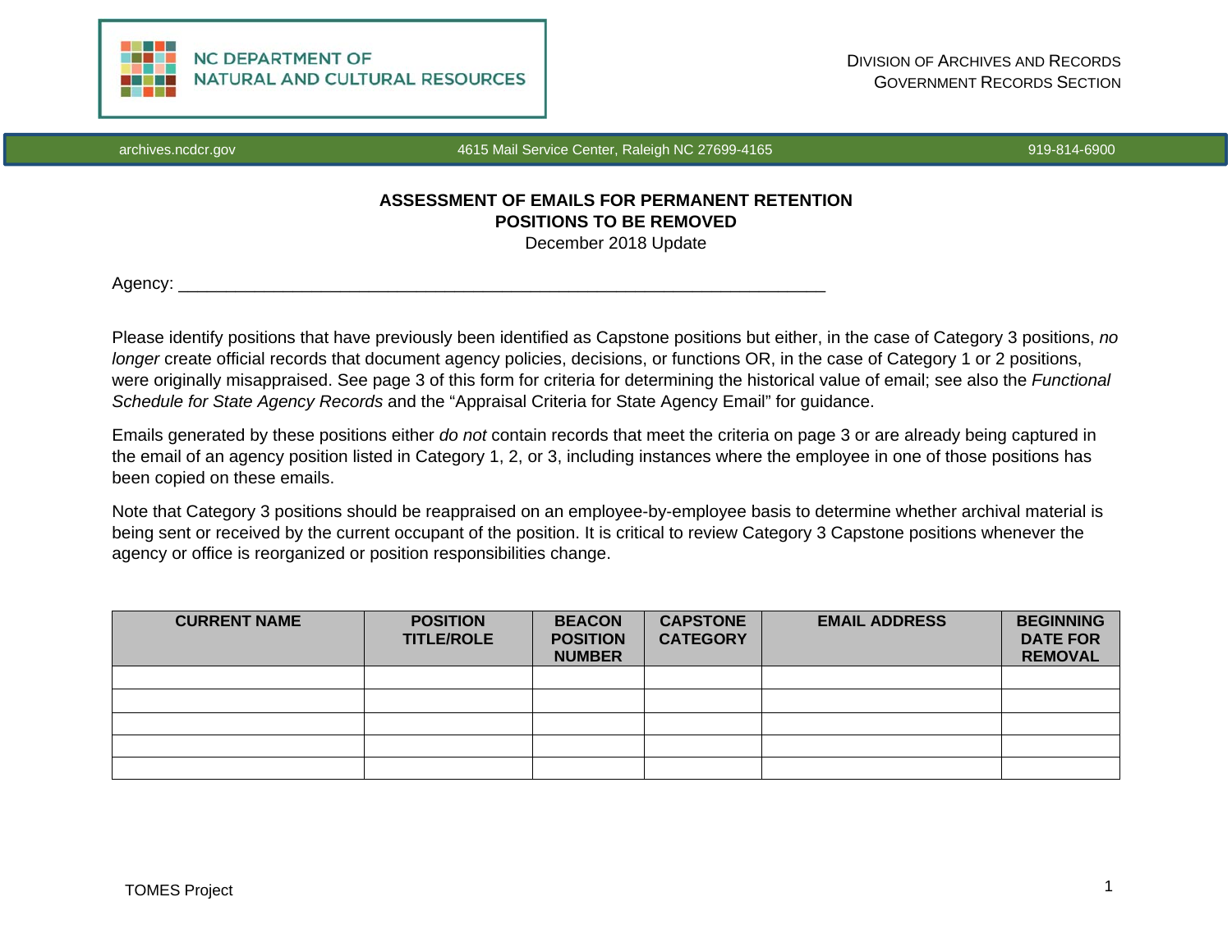NC DEPARTMENT OF NATURAL AND CULTURAL RESOURCES

DIVISION OF ARCHIVES AND RECORDS
GOVERNMENT RECORDS SECTION

archives.ncdcr.gov | 4615 Mail Service Center, Raleigh NC 27699-4165 | 919-814-6900

## ASSESSMENT OF EMAILS FOR PERMANENT RETENTION
## POSITIONS TO BE REMOVED

December 2018 Update

Agency: ______________________________________________________________________

Please identify positions that have previously been identified as Capstone positions but either, in the case of Category 3 positions, *no longer* create official records that document agency policies, decisions, or functions OR, in the case of Category 1 or 2 positions, were originally misappraised. See page 3 of this form for criteria for determining the historical value of email; see also the *Functional Schedule for State Agency Records* and the "Appraisal Criteria for State Agency Email" for guidance.

Emails generated by these positions either *do not* contain records that meet the criteria on page 3 or are already being captured in the email of an agency position listed in Category 1, 2, or 3, including instances where the employee in one of those positions has been copied on these emails.

Note that Category 3 positions should be reappraised on an employee-by-employee basis to determine whether archival material is being sent or received by the current occupant of the position. It is critical to review Category 3 Capstone positions whenever the agency or office is reorganized or position responsibilities change.

| CURRENT NAME | POSITION TITLE/ROLE | BEACON POSITION NUMBER | CAPSTONE CATEGORY | EMAIL ADDRESS | BEGINNING DATE FOR REMOVAL |
|---|---|---|---|---|---|
| | | | | | |
| | | | | | |
| | | | | | |
| | | | | | |
| | | | | | |

TOMES Project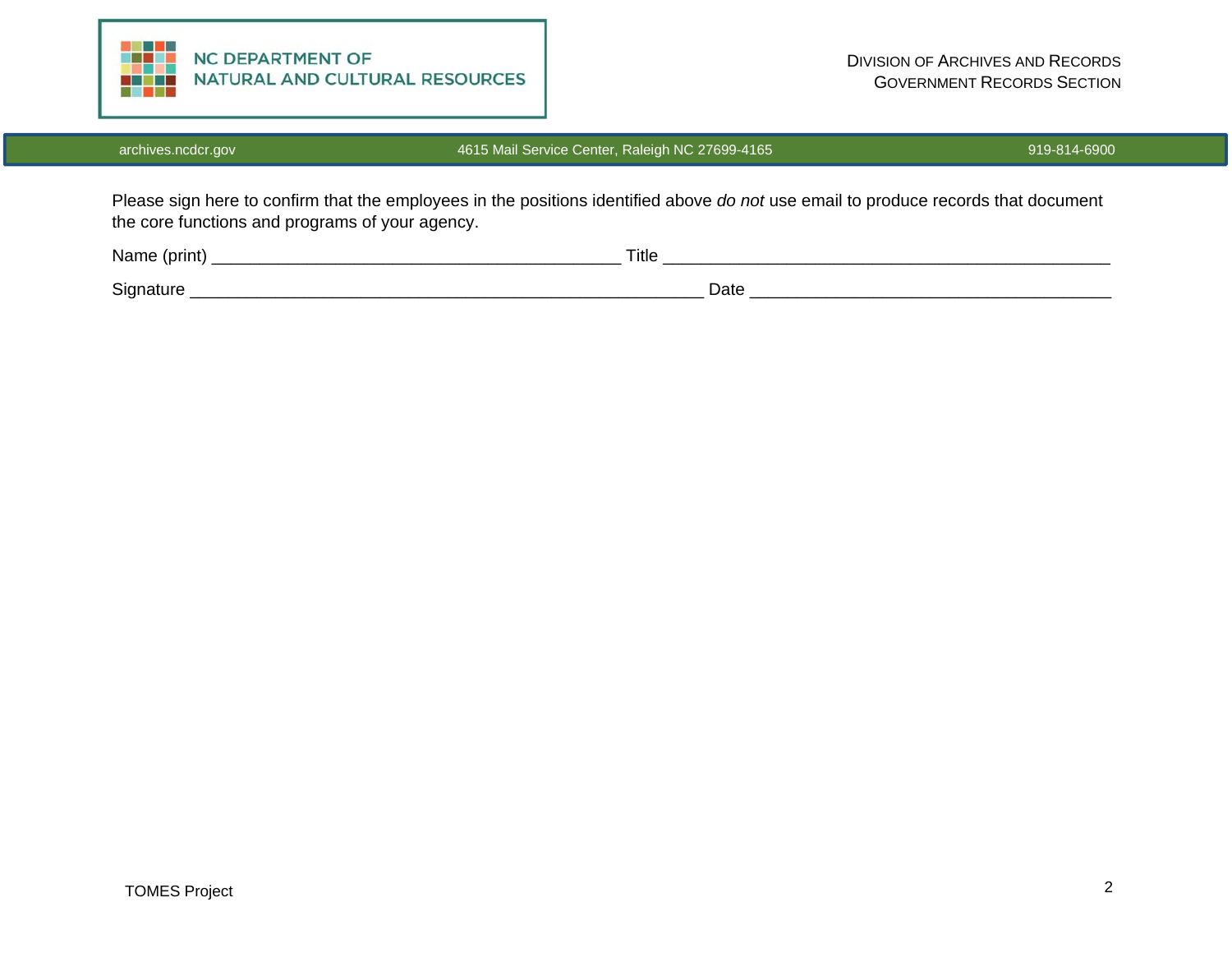Please sign here to confirm that the employees in the positions identified above *do not* use email to produce records that document the core functions and programs of your agency.

Name (print) ___________________________________________ Title _______________________________________________

Signature _______________________________________________________ Date ______________________________________

TOMES Project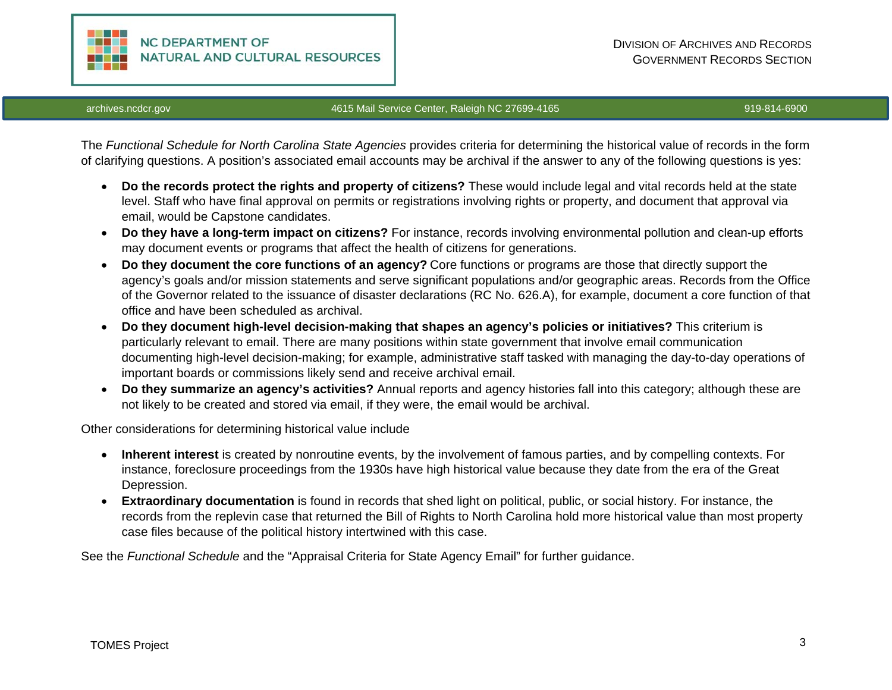The *Functional Schedule for North Carolina State Agencies* provides criteria for determining the historical value of records in the form of clarifying questions. A position's associated email accounts may be archival if the answer to any of the following questions is yes:

- **Do the records protect the rights and property of citizens?** These would include legal and vital records held at the state level. Staff who have final approval on permits or registrations involving rights or property, and document that approval via email, would be Capstone candidates.
- **Do they have a long-term impact on citizens?** For instance, records involving environmental pollution and clean-up efforts may document events or programs that affect the health of citizens for generations.
- **Do they document the core functions of an agency?** Core functions or programs are those that directly support the agency's goals and/or mission statements and serve significant populations and/or geographic areas. Records from the Office of the Governor related to the issuance of disaster declarations (RC No. 626.A), for example, document a core function of that office and have been scheduled as archival.
- **Do they document high-level decision-making that shapes an agency's policies or initiatives?** This criterium is particularly relevant to email. There are many positions within state government that involve email communication documenting high-level decision-making; for example, administrative staff tasked with managing the day-to-day operations of important boards or commissions likely send and receive archival email.
- **Do they summarize an agency's activities?** Annual reports and agency histories fall into this category; although these are not likely to be created and stored via email, if they were, the email would be archival.

Other considerations for determining historical value include

- **Inherent interest** is created by nonroutine events, by the involvement of famous parties, and by compelling contexts. For instance, foreclosure proceedings from the 1930s have high historical value because they date from the era of the Great Depression.
- **Extraordinary documentation** is found in records that shed light on political, public, or social history. For instance, the records from the replevin case that returned the Bill of Rights to North Carolina hold more historical value than most property case files because of the political history intertwined with this case.

See the *Functional Schedule* and the "Appraisal Criteria for State Agency Email" for further guidance.